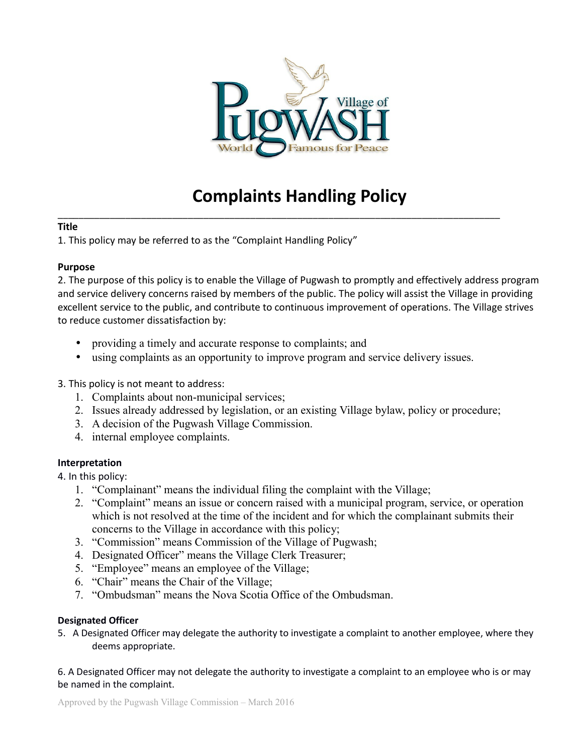# Complaints Handling Policy

**Title**

1. This policy may be referred to as the "Complaint Handling Policy"

**Purpose**

2. The purpose of this policy is to enable the Village of Pugwash to promptly and effectively address program and service delivery concerns raised by members of the public. The policy will assist the Village in providing excellent service to the public, and contribute to continuous improvement of operations. The Village strives to reduce customer dissatisfaction by:

- providing a timely and accurate response to complaints; and
- using complaints as an opportunity to improve program and service delivery issues.

3. This policy is not meant to address:
    1. Complaints about non-municipal services;
    2. Issues already addressed by legislation, or an existing Village bylaw, policy or procedure;
    3. A decision of the Pugwash Village Commission.
    4. internal employee complaints.

**Interpretation**

4. In this policy:
    1. "Complainant" means the individual filing the complaint with the Village;
    2. "Complaint" means an issue or concern raised with a municipal program, service, or operation which is not resolved at the time of the incident and for which the complainant submits their concerns to the Village in accordance with this policy;
    3. "Commission" means Commission of the Village of Pugwash;
    4. Designated Officer" means the Village Clerk Treasurer;
    5. "Employee" means an employee of the Village;
    6. "Chair" means the Chair of the Village;
    7. "Ombudsman" means the Nova Scotia Office of the Ombudsman.

**Designated Officer**

5. A Designated Officer may delegate the authority to investigate a complaint to another employee, where they deems appropriate.

6. A Designated Officer may not delegate the authority to investigate a complaint to an employee who is or may be named in the complaint.

Approved by the Pugwash Village Commission – March 2016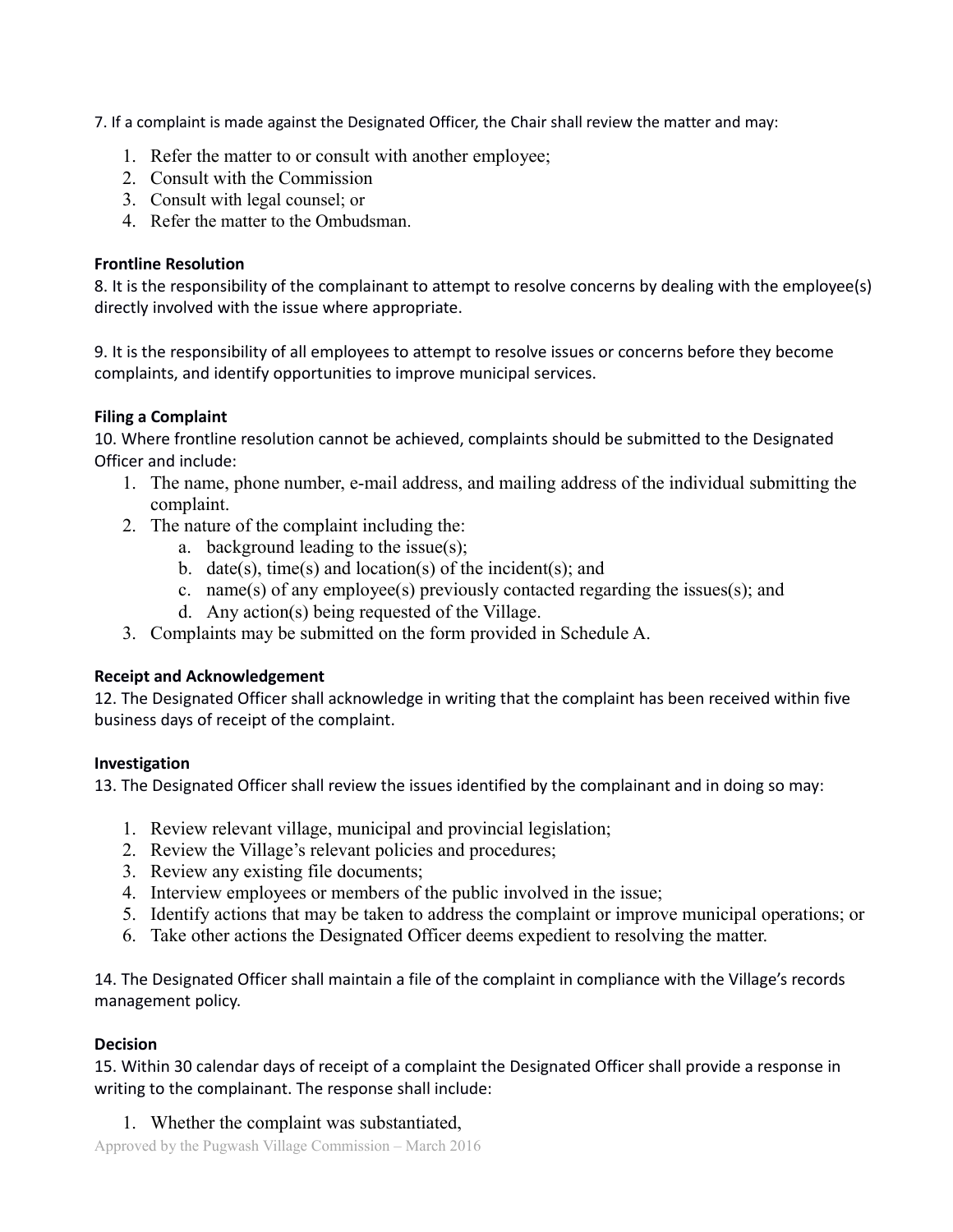7. If a complaint is made against the Designated Officer, the Chair shall review the matter and may:

1. Refer the matter to or consult with another employee;
2. Consult with the Commission
3. Consult with legal counsel; or
4. Refer the matter to the Ombudsman.

**Frontline Resolution**

8. It is the responsibility of the complainant to attempt to resolve concerns by dealing with the employee(s) directly involved with the issue where appropriate.

9. It is the responsibility of all employees to attempt to resolve issues or concerns before they become complaints, and identify opportunities to improve municipal services.

**Filing a Complaint**

10. Where frontline resolution cannot be achieved, complaints should be submitted to the Designated Officer and include:

1. The name, phone number, e-mail address, and mailing address of the individual submitting the complaint.
2. The nature of the complaint including the:
   a. background leading to the issue(s);
   b. date(s), time(s) and location(s) of the incident(s); and
   c. name(s) of any employee(s) previously contacted regarding the issues(s); and
   d. Any action(s) being requested of the Village.
3. Complaints may be submitted on the form provided in Schedule A.

**Receipt and Acknowledgement**

12. The Designated Officer shall acknowledge in writing that the complaint has been received within five business days of receipt of the complaint.

**Investigation**

13. The Designated Officer shall review the issues identified by the complainant and in doing so may:

1. Review relevant village, municipal and provincial legislation;
2. Review the Village's relevant policies and procedures;
3. Review any existing file documents;
4. Interview employees or members of the public involved in the issue;
5. Identify actions that may be taken to address the complaint or improve municipal operations; or
6. Take other actions the Designated Officer deems expedient to resolving the matter.

14. The Designated Officer shall maintain a file of the complaint in compliance with the Village's records management policy.

**Decision**

15. Within 30 calendar days of receipt of a complaint the Designated Officer shall provide a response in writing to the complainant. The response shall include:

1. Whether the complaint was substantiated,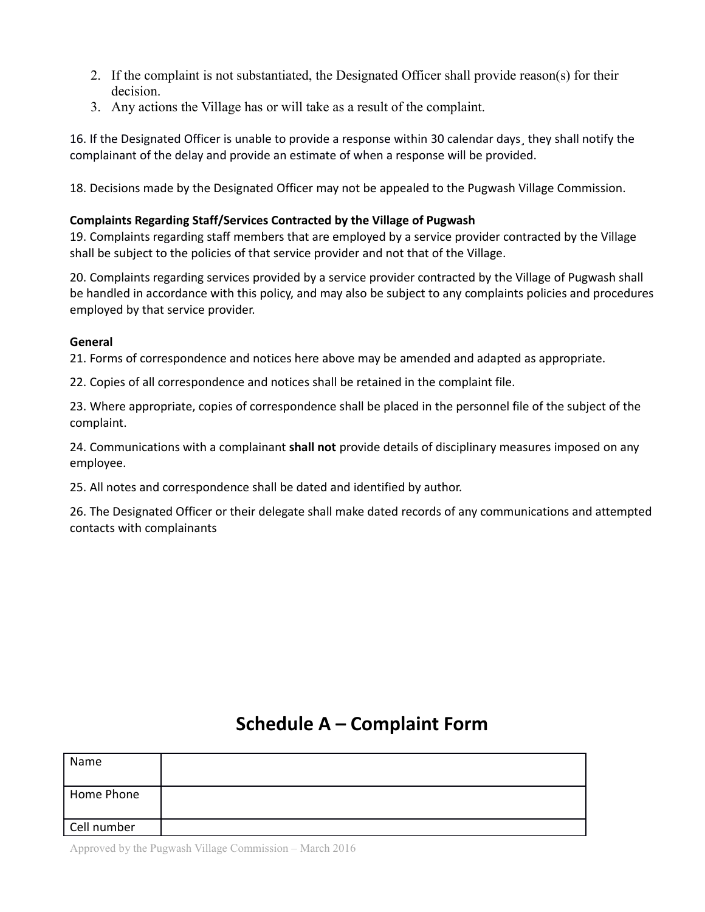2. If the complaint is not substantiated, the Designated Officer shall provide reason(s) for their decision.
3. Any actions the Village has or will take as a result of the complaint.

16. If the Designated Officer is unable to provide a response within 30 calendar days¸ they shall notify the complainant of the delay and provide an estimate of when a response will be provided.

18. Decisions made by the Designated Officer may not be appealed to the Pugwash Village Commission.

**Complaints Regarding Staff/Services Contracted by the Village of Pugwash**

19. Complaints regarding staff members that are employed by a service provider contracted by the Village shall be subject to the policies of that service provider and not that of the Village.

20. Complaints regarding services provided by a service provider contracted by the Village of Pugwash shall be handled in accordance with this policy, and may also be subject to any complaints policies and procedures employed by that service provider.

**General**

21. Forms of correspondence and notices here above may be amended and adapted as appropriate.

22. Copies of all correspondence and notices shall be retained in the complaint file.

23. Where appropriate, copies of correspondence shall be placed in the personnel file of the subject of the complaint.

24. Communications with a complainant **shall not** provide details of disciplinary measures imposed on any employee.

25. All notes and correspondence shall be dated and identified by author.

26. The Designated Officer or their delegate shall make dated records of any communications and attempted contacts with complainants

## Schedule A – Complaint Form

| Name | |
|---|---|
| Home Phone | |
| Cell number | |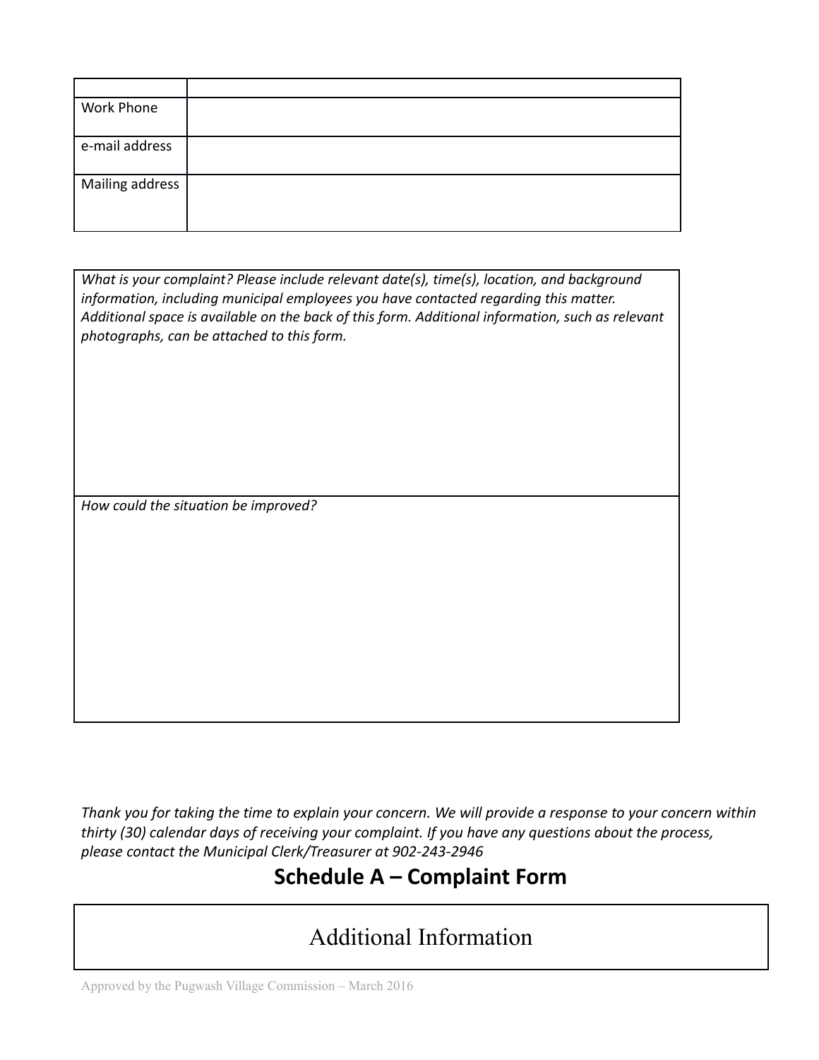| | |
|---|---|
| Work Phone | |
| e-mail address | |
| Mailing address | |

| |
|---|
| *What is your complaint? Please include relevant date(s), time(s), location, and background information, including municipal employees you have contacted regarding this matter. Additional space is available on the back of this form. Additional information, such as relevant photographs, can be attached to this form.* |
| *How could the situation be improved?* |

*Thank you for taking the time to explain your concern. We will provide a response to your concern within thirty (30) calendar days of receiving your complaint. If you have any questions about the process, please contact the Municipal Clerk/Treasurer at 902-243-2946*

## Schedule A – Complaint Form

| Additional Information |
|---|

Approved by the Pugwash Village Commission – March 2016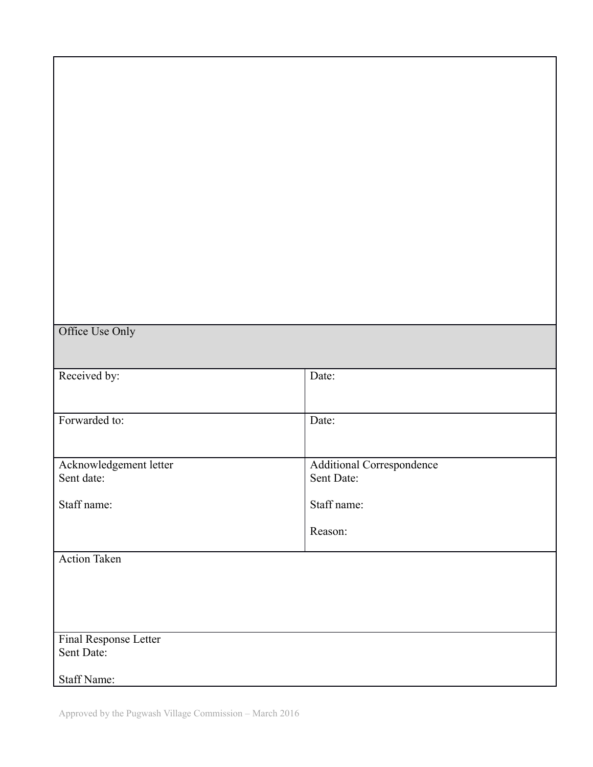| | |
|---|---|
| Office Use Only | |
| Received by: | Date: |
| Forwarded to: | Date: |
| Acknowledgement letter<br>Sent date:<br><br>Staff name: | Additional Correspondence<br>Sent Date:<br><br>Staff name:<br><br>Reason: |
| Action Taken | |
| Final Response Letter<br>Sent Date:<br><br>Staff Name: | |

Approved by the Pugwash Village Commission – March 2016